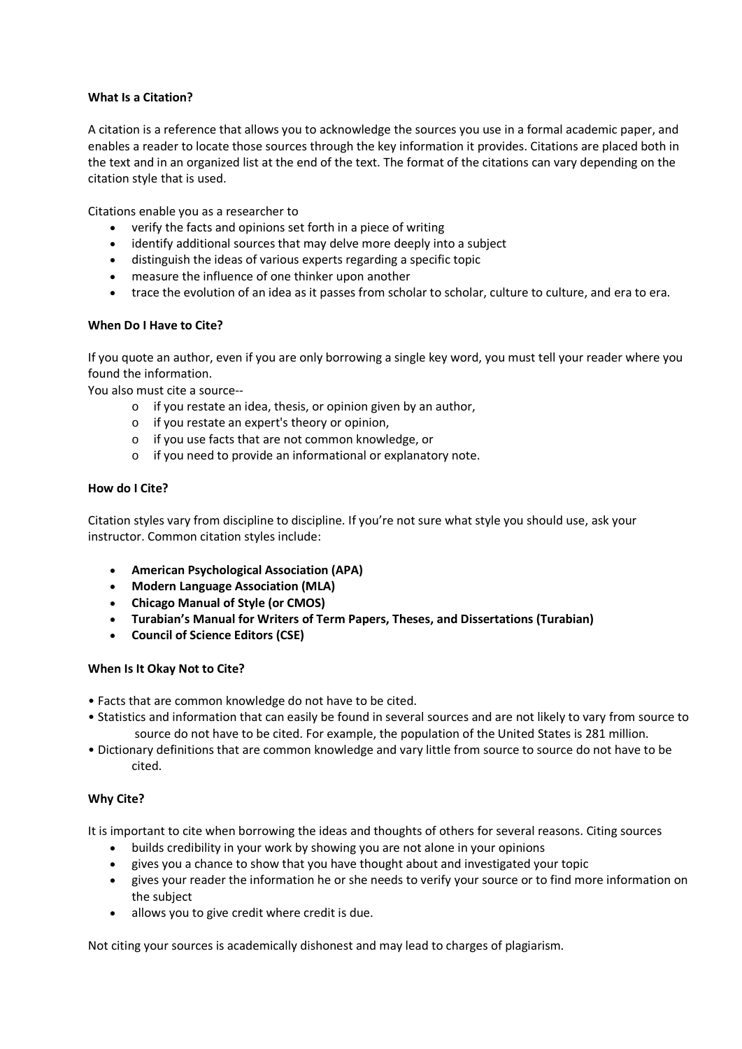**What Is a Citation?**

A citation is a reference that allows you to acknowledge the sources you use in a formal academic paper, and enables a reader to locate those sources through the key information it provides. Citations are placed both in the text and in an organized list at the end of the text. The format of the citations can vary depending on the citation style that is used.

Citations enable you as a researcher to

- verify the facts and opinions set forth in a piece of writing
- identify additional sources that may delve more deeply into a subject
- distinguish the ideas of various experts regarding a specific topic
- measure the influence of one thinker upon another
- trace the evolution of an idea as it passes from scholar to scholar, culture to culture, and era to era.

**When Do I Have to Cite?**

If you quote an author, even if you are only borrowing a single key word, you must tell your reader where you found the information.
You also must cite a source--

- if you restate an idea, thesis, or opinion given by an author,
- if you restate an expert's theory or opinion,
- if you use facts that are not common knowledge, or
- if you need to provide an informational or explanatory note.

**How do I Cite?**

Citation styles vary from discipline to discipline. If you're not sure what style you should use, ask your instructor. Common citation styles include:

- **American Psychological Association (APA)**
- **Modern Language Association (MLA)**
- **Chicago Manual of Style (or CMOS)**
- **Turabian's Manual for Writers of Term Papers, Theses, and Dissertations (Turabian)**
- **Council of Science Editors (CSE)**

**When Is It Okay Not to Cite?**

- Facts that are common knowledge do not have to be cited.
- Statistics and information that can easily be found in several sources and are not likely to vary from source to source do not have to be cited. For example, the population of the United States is 281 million.
- Dictionary definitions that are common knowledge and vary little from source to source do not have to be cited.

**Why Cite?**

It is important to cite when borrowing the ideas and thoughts of others for several reasons. Citing sources

- builds credibility in your work by showing you are not alone in your opinions
- gives you a chance to show that you have thought about and investigated your topic
- gives your reader the information he or she needs to verify your source or to find more information on the subject
- allows you to give credit where credit is due.

Not citing your sources is academically dishonest and may lead to charges of plagiarism.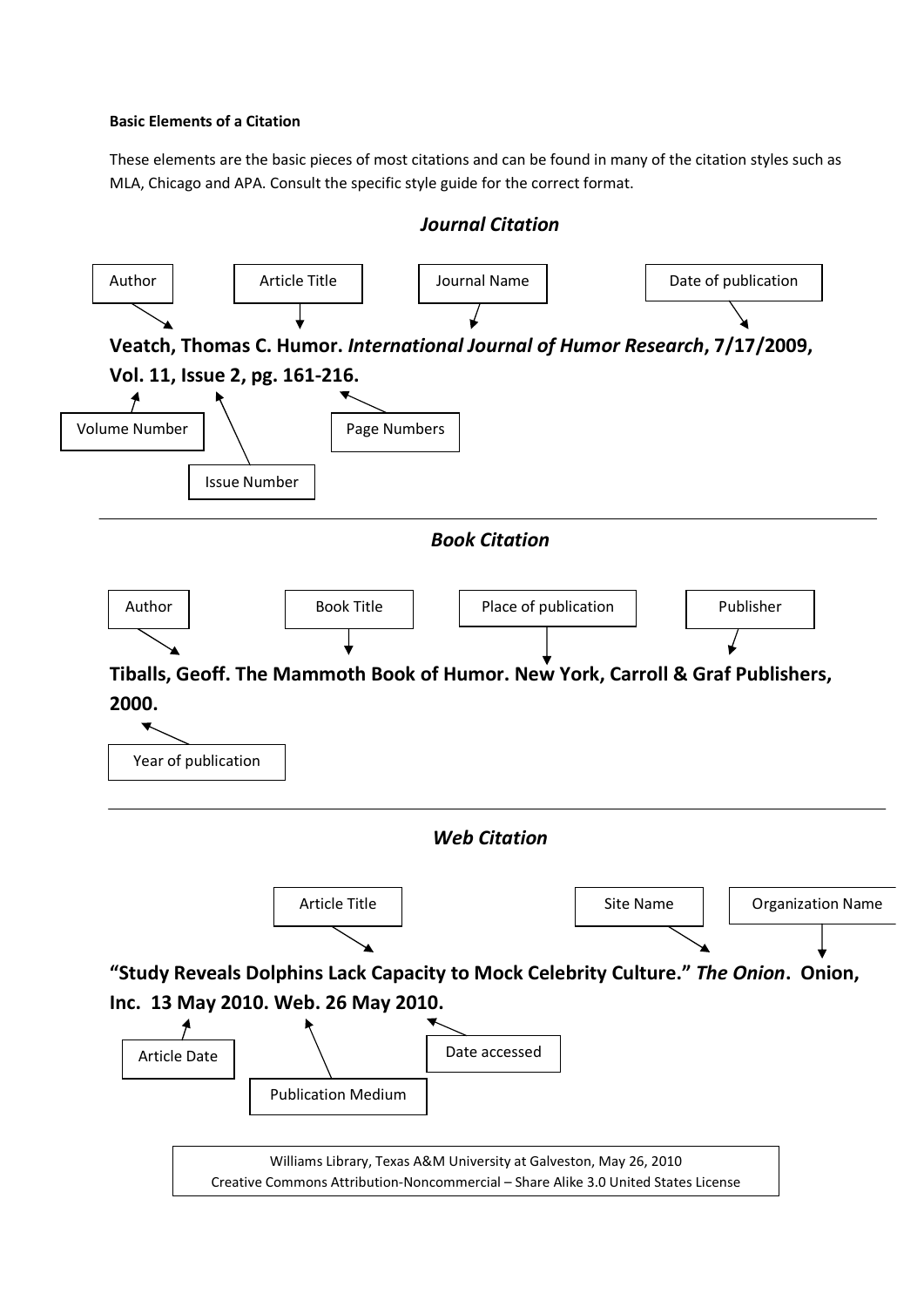**Basic Elements of a Citation**

These elements are the basic pieces of most citations and can be found in many of the citation styles such as MLA, Chicago and APA. Consult the specific style guide for the correct format.

## *Journal Citation*

Author | Article Title | Journal Name | Date of publication

**Veatch, Thomas C. Humor. *International Journal of Humor Research*, 7/17/2009, Vol. 11, Issue 2, pg. 161-216.**

Volume Number | Issue Number | Page Numbers

## *Book Citation*

Author | Book Title | Place of publication | Publisher

**Tiballs, Geoff. The Mammoth Book of Humor. New York, Carroll & Graf Publishers, 2000.**

Year of publication

## *Web Citation*

Article Title | Site Name | Organization Name

**"Study Reveals Dolphins Lack Capacity to Mock Celebrity Culture." *The Onion*. Onion, Inc. 13 May 2010. Web. 26 May 2010.**

Article Date | Publication Medium | Date accessed

Williams Library, Texas A&M University at Galveston, May 26, 2010
Creative Commons Attribution-Noncommercial – Share Alike 3.0 United States License